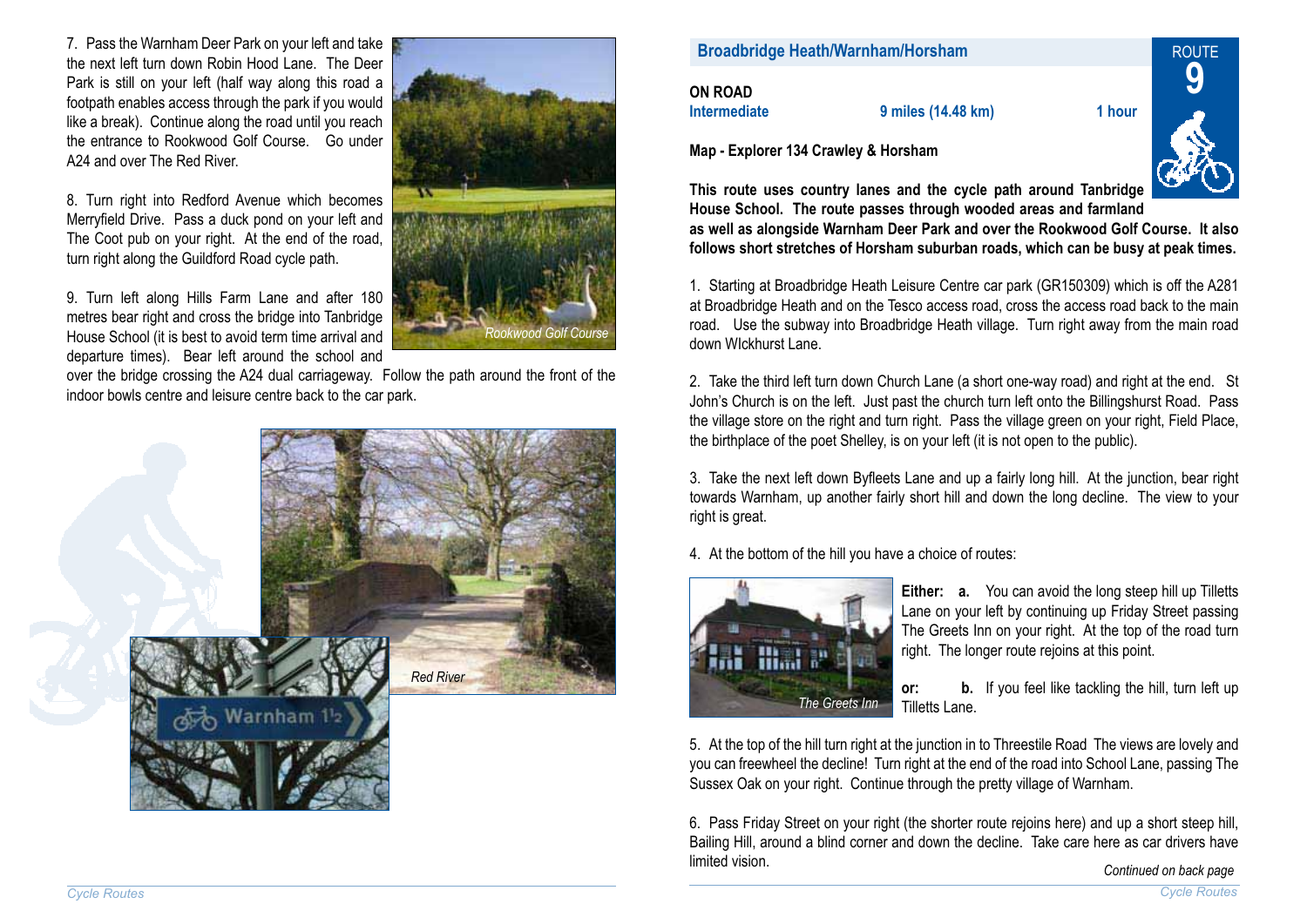## Broadbridge Heath/Warnham/Horsham

ROUTE **9**

**ON ROAD**

**Intermediate** **9 miles (14.48 km)** **1 hour**

**Map - Explorer 134 Crawley & Horsham**

**This route uses country lanes and the cycle path around Tanbridge House School. The route passes through wooded areas and farmland as well as alongside Warnham Deer Park and over the Rookwood Golf Course. It also follows short stretches of Horsham suburban roads, which can be busy at peak times.**

1. Starting at Broadbridge Heath Leisure Centre car park (GR150309) which is off the A281 at Broadbridge Heath and on the Tesco access road, cross the access road back to the main road. Use the subway into Broadbridge Heath village. Turn right away from the main road down WIckhurst Lane.

2. Take the third left turn down Church Lane (a short one-way road) and right at the end. St John's Church is on the left. Just past the church turn left onto the Billingshurst Road. Pass the village store on the right and turn right. Pass the village green on your right, Field Place, the birthplace of the poet Shelley, is on your left (it is not open to the public).

3. Take the next left down Byfleets Lane and up a fairly long hill. At the junction, bear right towards Warnham, up another fairly short hill and down the long decline. The view to your right is great.

4. At the bottom of the hill you have a choice of routes:

*The Greets Inn*

**Either: a.** You can avoid the long steep hill up Tilletts Lane on your left by continuing up Friday Street passing The Greets Inn on your right. At the top of the road turn right. The longer route rejoins at this point.

**or: b.** If you feel like tackling the hill, turn left up Tilletts Lane.

5. At the top of the hill turn right at the junction in to Threestile Road The views are lovely and you can freewheel the decline! Turn right at the end of the road into School Lane, passing The Sussex Oak on your right. Continue through the pretty village of Warnham.

6. Pass Friday Street on your right (the shorter route rejoins here) and up a short steep hill, Bailing Hill, around a blind corner and down the decline. Take care here as car drivers have limited vision.

*Continued on back page*

7. Pass the Warnham Deer Park on your left and take the next left turn down Robin Hood Lane. The Deer Park is still on your left (half way along this road a footpath enables access through the park if you would like a break). Continue along the road until you reach the entrance to Rookwood Golf Course. Go under A24 and over The Red River.

*Rookwood Golf Course*

8. Turn right into Redford Avenue which becomes Merryfield Drive. Pass a duck pond on your left and The Coot pub on your right. At the end of the road, turn right along the Guildford Road cycle path.

9. Turn left along Hills Farm Lane and after 180 metres bear right and cross the bridge into Tanbridge House School (it is best to avoid term time arrival and departure times). Bear left around the school and over the bridge crossing the A24 dual carriageway. Follow the path around the front of the indoor bowls centre and leisure centre back to the car park.

*Red River*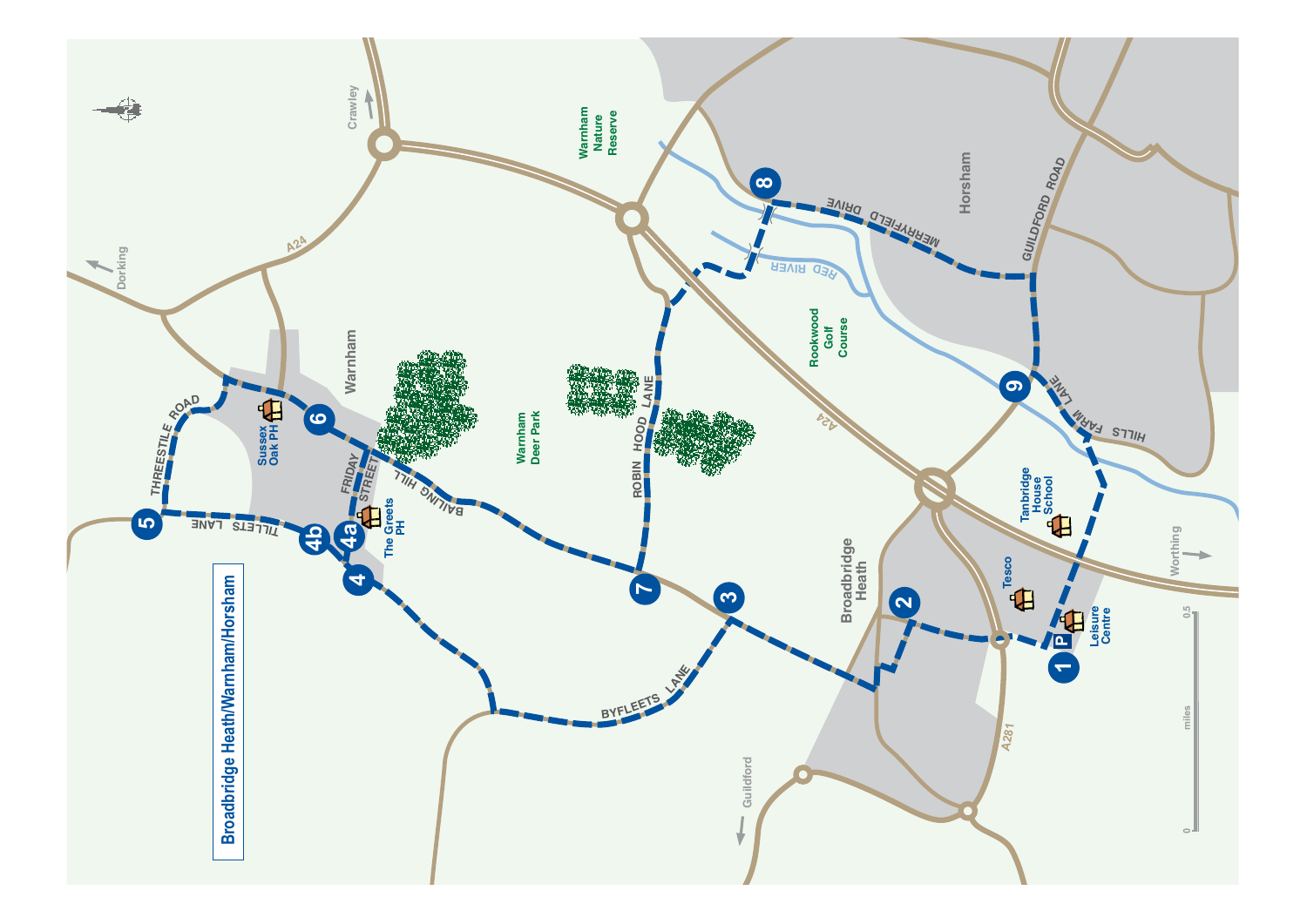Broadbridge Heath/Warnham/Horsham

Crawley

Dorking

A24

Warnham Nature Reserve

Horsham

GUILDFORD ROAD

MERRYFIELD DRIVE

RED RIVER

Rookwood Golf Course

THREESTILE ROAD

Sussex Oak PH

Warnham

FRIDAY STREET

BAILING HILL

Warnham Deer Park

ROBIN HOOD LANE

A24

FARM LANE

HILLS

Tanbridge House School

Worthing

TILLETS LANE

The Greets PH

Broadbridge Heath

Tesco

Leisure Centre

BYFLEETS LANE

A281

Guildford

0 miles 0.5

1 2 3 4 4a 4b 5 6 7 8 9

P